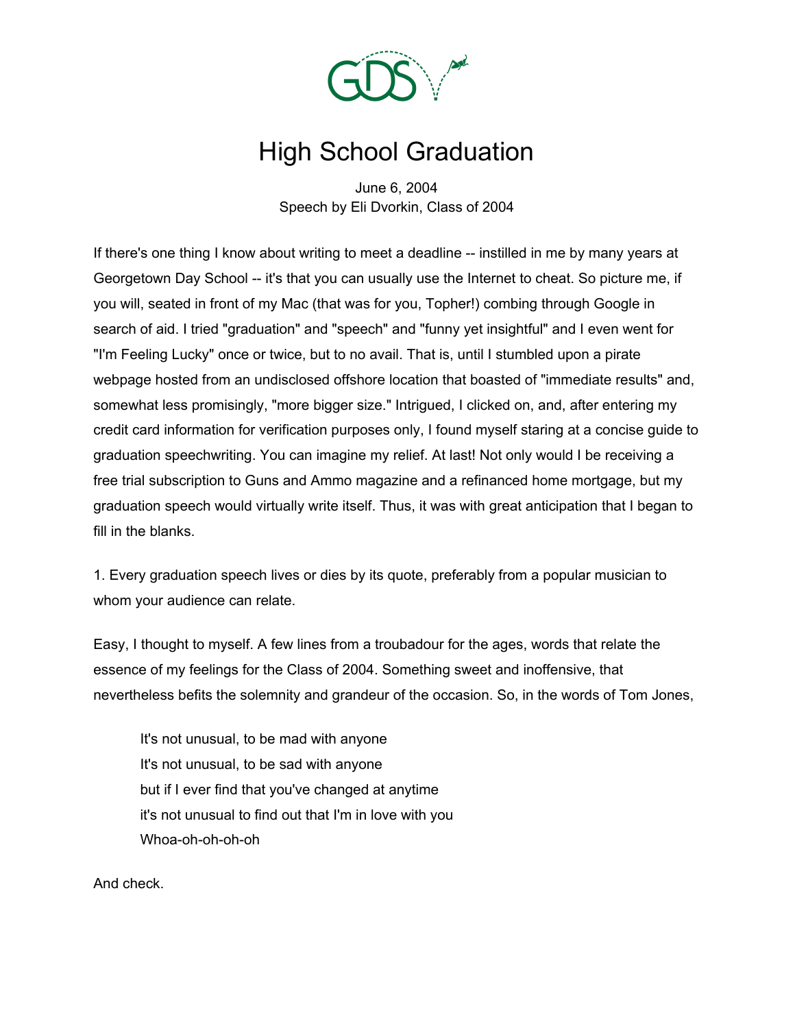# High School Graduation

June 6, 2004
Speech by Eli Dvorkin, Class of 2004

If there's one thing I know about writing to meet a deadline -- instilled in me by many years at Georgetown Day School -- it's that you can usually use the Internet to cheat. So picture me, if you will, seated in front of my Mac (that was for you, Topher!) combing through Google in search of aid. I tried "graduation" and "speech" and "funny yet insightful" and I even went for "I'm Feeling Lucky" once or twice, but to no avail. That is, until I stumbled upon a pirate webpage hosted from an undisclosed offshore location that boasted of "immediate results" and, somewhat less promisingly, "more bigger size." Intrigued, I clicked on, and, after entering my credit card information for verification purposes only, I found myself staring at a concise guide to graduation speechwriting. You can imagine my relief. At last! Not only would I be receiving a free trial subscription to Guns and Ammo magazine and a refinanced home mortgage, but my graduation speech would virtually write itself. Thus, it was with great anticipation that I began to fill in the blanks.

1. Every graduation speech lives or dies by its quote, preferably from a popular musician to whom your audience can relate.

Easy, I thought to myself. A few lines from a troubadour for the ages, words that relate the essence of my feelings for the Class of 2004. Something sweet and inoffensive, that nevertheless befits the solemnity and grandeur of the occasion. So, in the words of Tom Jones,

> It's not unusual, to be mad with anyone
> It's not unusual, to be sad with anyone
> but if I ever find that you've changed at anytime
> it's not unusual to find out that I'm in love with you
> Whoa-oh-oh-oh-oh

And check.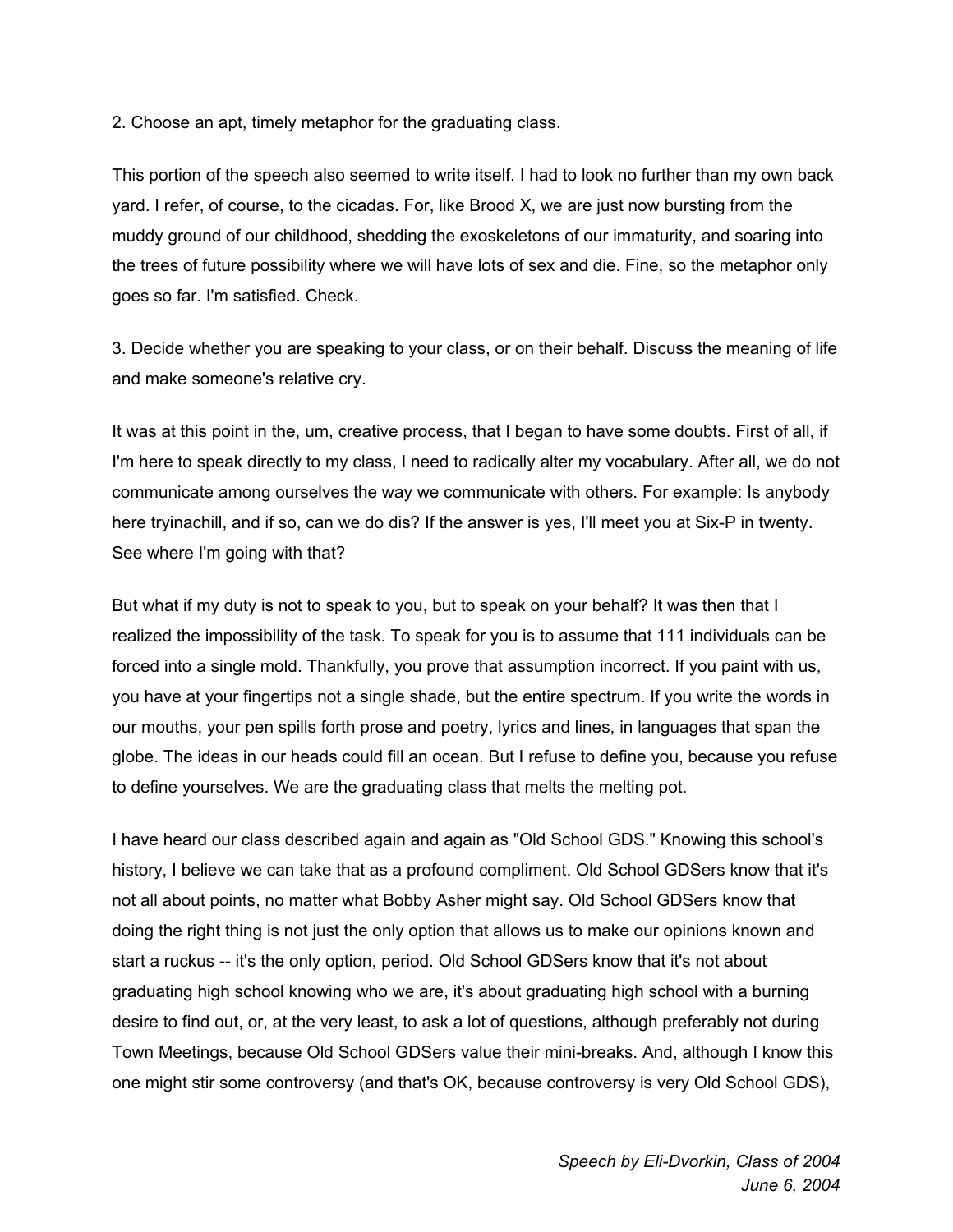2. Choose an apt, timely metaphor for the graduating class.

This portion of the speech also seemed to write itself. I had to look no further than my own back yard. I refer, of course, to the cicadas. For, like Brood X, we are just now bursting from the muddy ground of our childhood, shedding the exoskeletons of our immaturity, and soaring into the trees of future possibility where we will have lots of sex and die. Fine, so the metaphor only goes so far. I'm satisfied. Check.

3. Decide whether you are speaking to your class, or on their behalf. Discuss the meaning of life and make someone's relative cry.

It was at this point in the, um, creative process, that I began to have some doubts. First of all, if I'm here to speak directly to my class, I need to radically alter my vocabulary. After all, we do not communicate among ourselves the way we communicate with others. For example: Is anybody here tryinachill, and if so, can we do dis? If the answer is yes, I'll meet you at Six-P in twenty. See where I'm going with that?

But what if my duty is not to speak to you, but to speak on your behalf? It was then that I realized the impossibility of the task. To speak for you is to assume that 111 individuals can be forced into a single mold. Thankfully, you prove that assumption incorrect. If you paint with us, you have at your fingertips not a single shade, but the entire spectrum. If you write the words in our mouths, your pen spills forth prose and poetry, lyrics and lines, in languages that span the globe. The ideas in our heads could fill an ocean. But I refuse to define you, because you refuse to define yourselves. We are the graduating class that melts the melting pot.

I have heard our class described again and again as "Old School GDS." Knowing this school's history, I believe we can take that as a profound compliment. Old School GDSers know that it's not all about points, no matter what Bobby Asher might say. Old School GDSers know that doing the right thing is not just the only option that allows us to make our opinions known and start a ruckus -- it's the only option, period. Old School GDSers know that it's not about graduating high school knowing who we are, it's about graduating high school with a burning desire to find out, or, at the very least, to ask a lot of questions, although preferably not during Town Meetings, because Old School GDSers value their mini-breaks. And, although I know this one might stir some controversy (and that's OK, because controversy is very Old School GDS),

*Speech by Eli-Dvorkin, Class of 2004*
*June 6, 2004*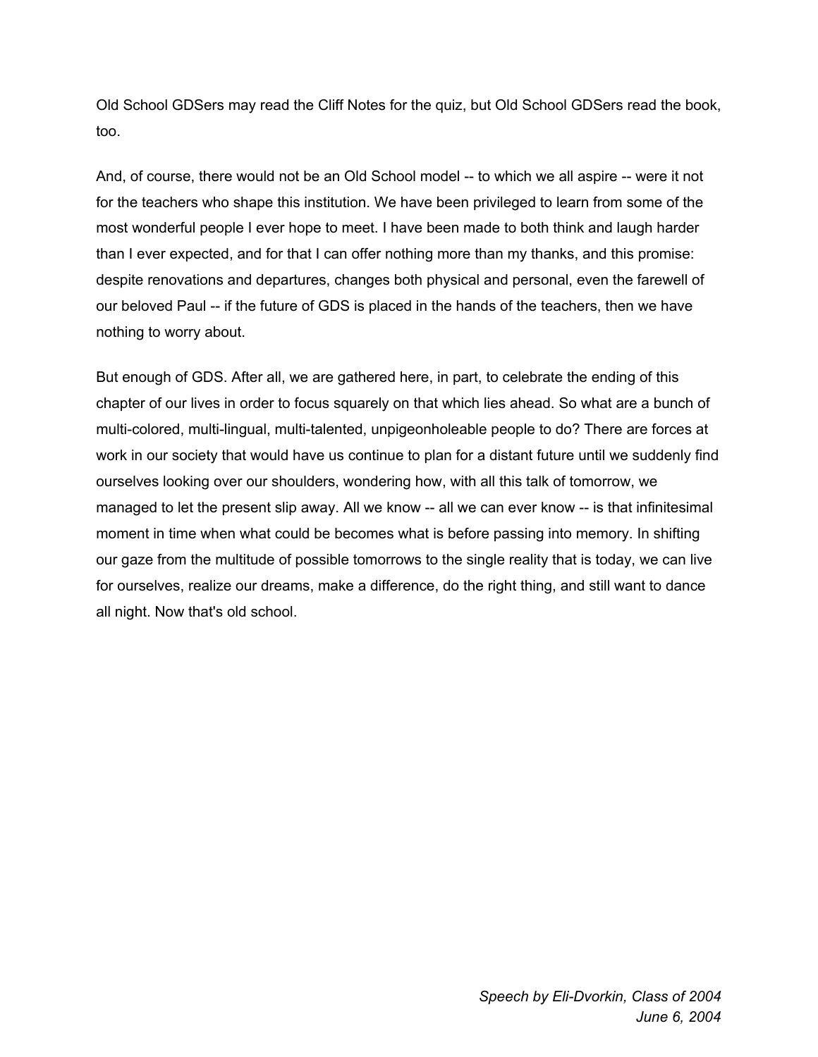Old School GDSers may read the Cliff Notes for the quiz, but Old School GDSers read the book, too.

And, of course, there would not be an Old School model -- to which we all aspire -- were it not for the teachers who shape this institution. We have been privileged to learn from some of the most wonderful people I ever hope to meet. I have been made to both think and laugh harder than I ever expected, and for that I can offer nothing more than my thanks, and this promise: despite renovations and departures, changes both physical and personal, even the farewell of our beloved Paul -- if the future of GDS is placed in the hands of the teachers, then we have nothing to worry about.

But enough of GDS. After all, we are gathered here, in part, to celebrate the ending of this chapter of our lives in order to focus squarely on that which lies ahead. So what are a bunch of multi-colored, multi-lingual, multi-talented, unpigeonholeable people to do? There are forces at work in our society that would have us continue to plan for a distant future until we suddenly find ourselves looking over our shoulders, wondering how, with all this talk of tomorrow, we managed to let the present slip away. All we know -- all we can ever know -- is that infinitesimal moment in time when what could be becomes what is before passing into memory. In shifting our gaze from the multitude of possible tomorrows to the single reality that is today, we can live for ourselves, realize our dreams, make a difference, do the right thing, and still want to dance all night. Now that's old school.

*Speech by Eli-Dvorkin, Class of 2004*
*June 6, 2004*